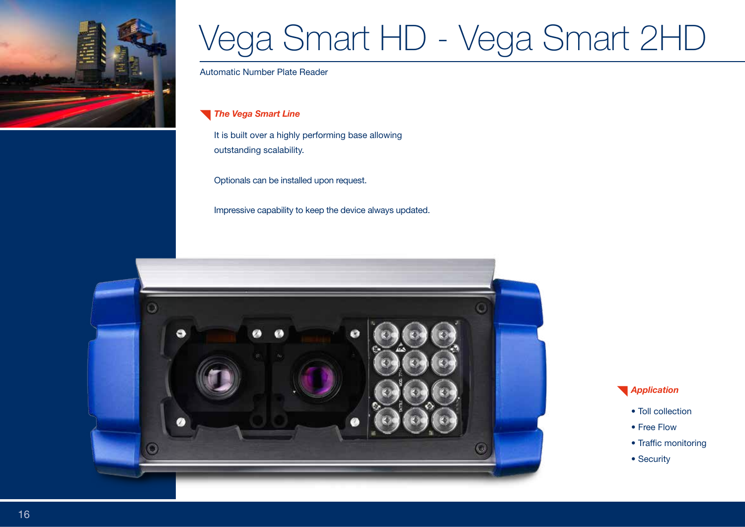# Vega Smart HD - Vega Smart 2HD

Automatic Number Plate Reader

### *The Vega Smart Line*

It is built over a highly performing base allowing outstanding scalability.

Optionals can be installed upon request.

Impressive capability to keep the device always updated.

### *Application*

- Toll collection
- Free Flow
- Traffic monitoring
- Security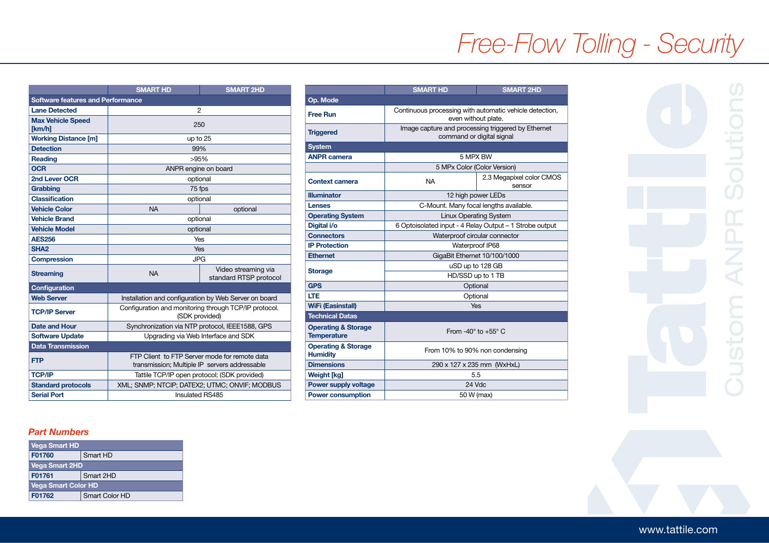# Free-Flow Tolling - Security

| | SMART HD | SMART 2HD |
|---|---|---|
| **Software features and Performance** | | |
| **Lane Detected** | 2 | |
| **Max Vehicle Speed [km/h]** | 250 | |
| **Working Distance [m]** | up to 25 | |
| **Detection** | 99% | |
| **Reading** | >95% | |
| **OCR** | ANPR engine on board | |
| **2nd Lever OCR** | optional | |
| **Grabbing** | 75 fps | |
| **Classification** | optional | |
| **Vehicle Color** | NA | optional |
| **Vehicle Brand** | optional | |
| **Vehicle Model** | optional | |
| **AES256** | Yes | |
| **SHA2** | Yes | |
| **Compression** | JPG | |
| **Streaming** | NA | Video streaming via standard RTSP protocol |
| **Configuration** | | |
| **Web Server** | Installation and configuration by Web Server on board | |
| **TCP/IP Server** | Configuration and monitoring through TCP/IP protocol. (SDK provided) | |
| **Date and Hour** | Synchronization via NTP protocol, IEEE1588, GPS | |
| **Software Update** | Upgrading via Web Interface and SDK | |
| **Data Transmission** | | |
| **FTP** | FTP Client to FTP Server mode for remote data transmission; Multiple IP servers addressable | |
| **TCP/IP** | Tattile TCP/IP open protocol; (SDK provided) | |
| **Standard protocols** | XML; SNMP; NTCIP; DATEX2; UTMC; ONVIF; MODBUS | |
| **Serial Port** | Insulated RS485 | |

| | SMART HD | SMART 2HD |
|---|---|---|
| **Op. Mode** | | |
| **Free Run** | Continuous processing with automatic vehicle detection, even without plate. | |
| **Triggered** | Image capture and processing triggered by Ethernet command or digital signal | |
| **System** | | |
| **ANPR camera** | 5 MPX BW | |
| | 5 MPx Color (Color Version) | |
| **Context camera** | NA | 2.3 Megapixel color CMOS sensor |
| **Illuminator** | 12 high power LEDs | |
| **Lenses** | C-Mount. Many focal lengths available. | |
| **Operating System** | Linux Operating System | |
| **Digital i/o** | 6 Optoisolated input - 4 Relay Output – 1 Strobe output | |
| **Connectors** | Waterproof circular connector | |
| **IP Protection** | Waterproof IP68 | |
| **Ethernet** | GigaBit Ethernet 10/100/1000 | |
| **Storage** | uSD up to 128 GB | |
| | HD/SSD up to 1 TB | |
| **GPS** | Optional | |
| **LTE** | Optional | |
| **WiFi (Easinstall)** | Yes | |
| **Technical Datas** | | |
| **Operating & Storage Temperature** | From -40° to +55° C | |
| **Operating & Storage Humidity** | From 10% to 90% non condensing | |
| **Dimensions** | 290 x 127 x 235 mm (WxHxL) | |
| **Weight [kg]** | 5.5 | |
| **Power supply voltage** | 24 Vdc | |
| **Power consumption** | 50 W (max) | |

## *Part Numbers*

| | |
|---|---|
| **Vega Smart HD** | |
| **F01760** | Smart HD |
| **Vega Smart 2HD** | |
| **F01761** | Smart 2HD |
| **Vega Smart Color HD** | |
| **F01762** | Smart Color HD |

Tattile Custom ANPR Solutions

www.tattile.com